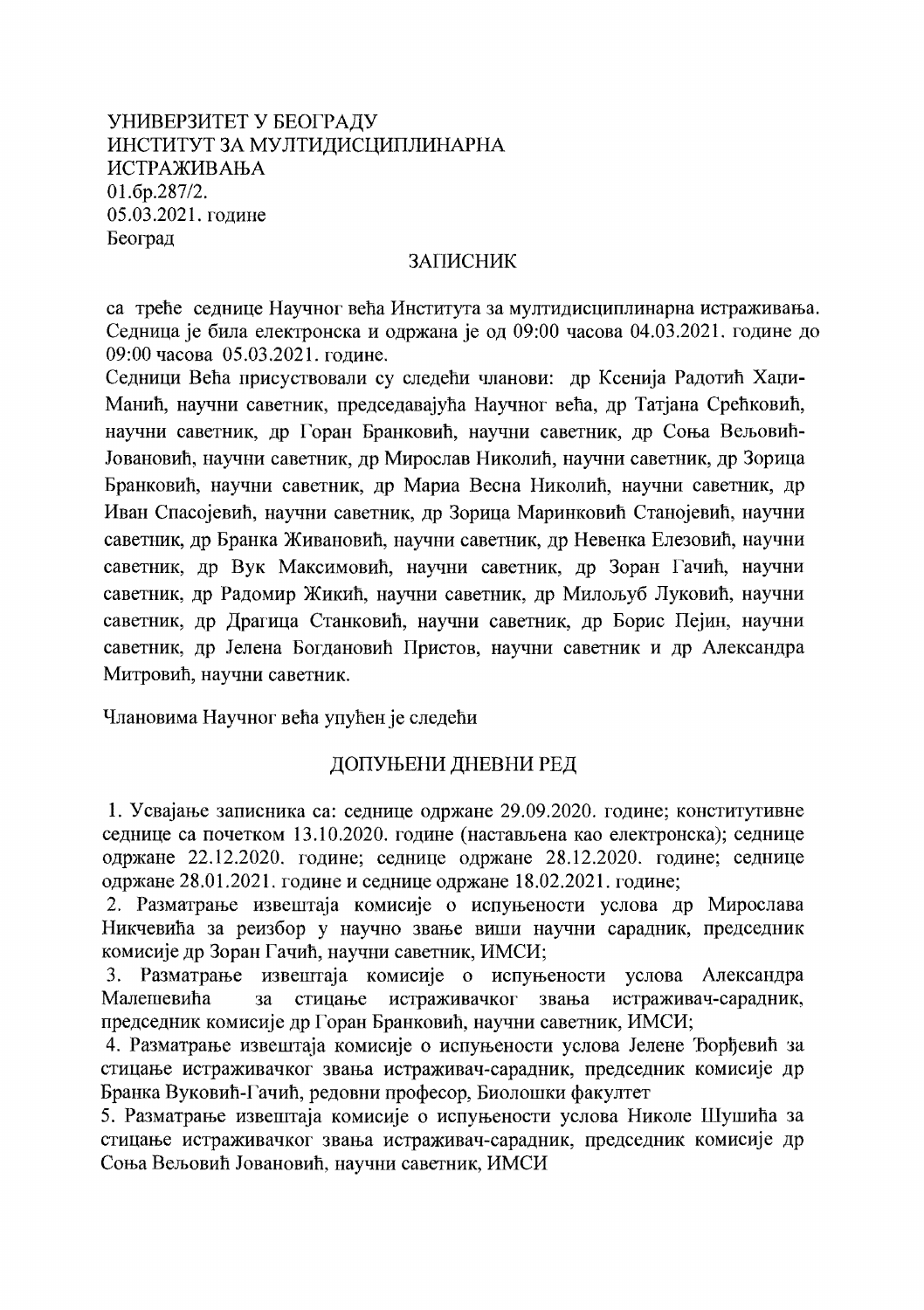УНИВЕРЗИТЕТ У БЕОГРАДУ
ИНСТИТУТ ЗА МУЛТИДИСЦИПЛИНАРНА ИСТРАЖИВАЊА
01.бр.287/2.
05.03.2021. године
Београд

## ЗАПИСНИК

са треће седнице Научног већа Института за мултидисциплинарна истраживања. Седница је била електронска и одржана је од 09:00 часова 04.03.2021. године до 09:00 часова 05.03.2021. године.

Седници Већа присуствовали су следећи чланови: др Ксенија Радотић Хаџи-Манић, научни саветник, председавајућа Научног већа, др Татјана Срећковић, научни саветник, др Горан Бранковић, научни саветник, др Соња Вељовић-Јовановић, научни саветник, др Мирослав Николић, научни саветник, др Зорица Бранковић, научни саветник, др Мариа Весна Николић, научни саветник, др Иван Спасојевић, научни саветник, др Зорица Маринковић Станојевић, научни саветник, др Бранка Живановић, научни саветник, др Невенка Елезовић, научни саветник, др Вук Максимовић, научни саветник, др Зоран Гачић, научни саветник, др Радомир Жикић, научни саветник, др Милољуб Луковић, научни саветник, др Драгица Станковић, научни саветник, др Борис Пејин, научни саветник, др Јелена Богдановић Пристов, научни саветник и др Александра Митровић, научни саветник.

Члановима Научног већа упућен је следећи

## ДОПУЊЕНИ ДНЕВНИ РЕД

1. Усвајање записника са: седнице одржане 29.09.2020. године; конститутивне седнице са почетком 13.10.2020. године (настављена као електронска); седнице одржане 22.12.2020. године; седнице одржане 28.12.2020. године; седнице одржане 28.01.2021. године и седнице одржане 18.02.2021. године;
2. Разматрање извештаја комисије о испуњености услова др Мирослава Никчевића за реизбор у научно звање виши научни сарадник, председник комисије др Зоран Гачић, научни саветник, ИМСИ;
3. Разматрање извештаја комисије о испуњености услова Александра Малешевића за стицање истраживачког звања истраживач-сарадник, председник комисије др Горан Бранковић, научни саветник, ИМСИ;
4. Разматрање извештаја комисије о испуњености услова Јелене Ђорђевић за стицање истраживачког звања истраживач-сарадник, председник комисије др Бранка Вуковић-Гачић, редовни професор, Биолошки факултет
5. Разматрање извештаја комисије о испуњености услова Николе Шушића за стицање истраживачког звања истраживач-сарадник, председник комисије др Соња Вељовић Јовановић, научни саветник, ИМСИ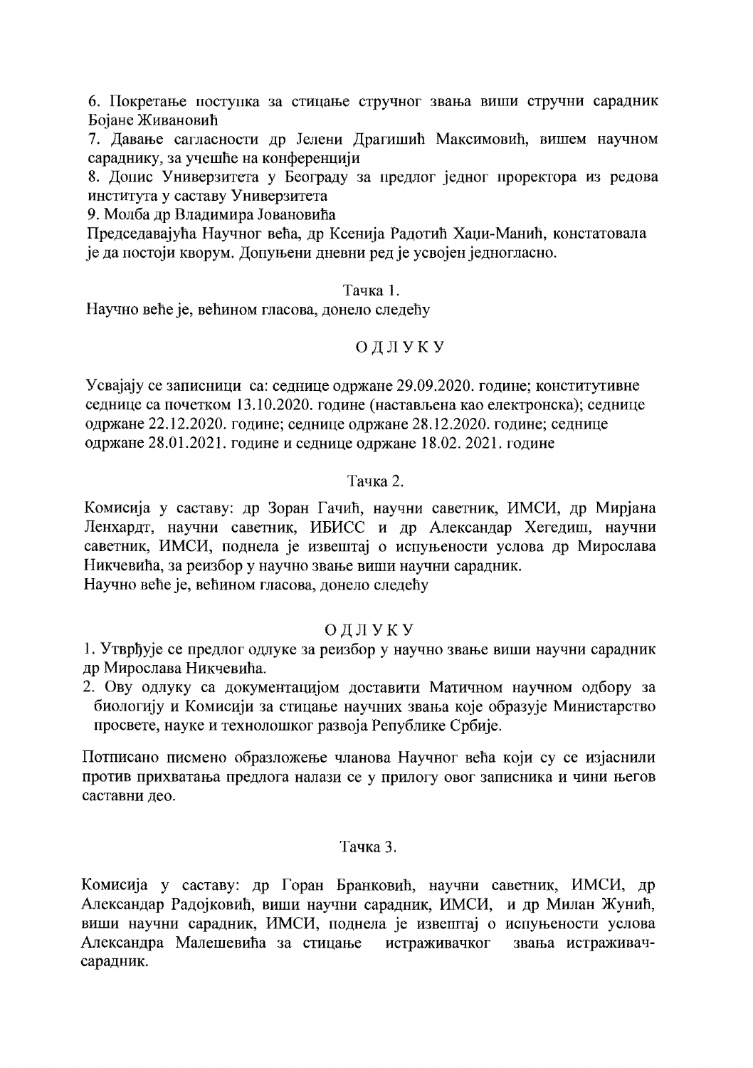6. Покретање поступка за стицање стручног звања виши стручни сарадник Бојане Живановић
7. Давање сагласности др Јелени Драгишић Максимовић, вишем научном сараднику, за учешће на конференцији
8. Допис Универзитета у Београду за предлог једног проректора из редова института у саставу Универзитета
9. Молба др Владимира Јовановића

Председавајућа Научног већа, др Ксенија Радотић Хаџи-Манић, констатовала је да постоји кворум. Допуњени дневни ред је усвојен једногласно.

Тачка 1.

Научно веће је, већином гласова, донело следећу

ОДЛУКУ

Усвајају се записници са: седнице одржане 29.09.2020. године; конститутивне седнице са почетком 13.10.2020. године (настављена као електронска); седнице одржане 22.12.2020. године; седнице одржане 28.12.2020. године; седнице одржане 28.01.2021. године и седнице одржане 18.02. 2021. године

Тачка 2.

Комисија у саставу: др Зоран Гачић, научни саветник, ИМСИ, др Мирјана Ленхардт, научни саветник, ИБИСС и др Александар Хегедиш, научни саветник, ИМСИ, поднела је извештај о испуњености услова др Мирослава Никчевића, за реизбор у научно звање виши научни сарадник.

Научно веће је, већином гласова, донело следећу

ОДЛУКУ

1. Утврђује се предлог одлуке за реизбор у научно звање виши научни сарадник др Мирослава Никчевића.
2. Ову одлуку са документацијом доставити Матичном научном одбору за биологију и Комисији за стицање научних звања које образује Министарство просвете, науке и технолошког развоја Републике Србије.

Потписано писмено образложење чланова Научног већа који су се изјаснили против прихватања предлога налази се у прилогу овог записника и чини његов саставни део.

Тачка 3.

Комисија у саставу: др Горан Бранковић, научни саветник, ИМСИ, др Александар Радојковић, виши научни сарадник, ИМСИ, и др Милан Жунић, виши научни сарадник, ИМСИ, поднела је извештај о испуњености услова Александра Малешевића за стицање истраживачког звања истраживач-сарадник.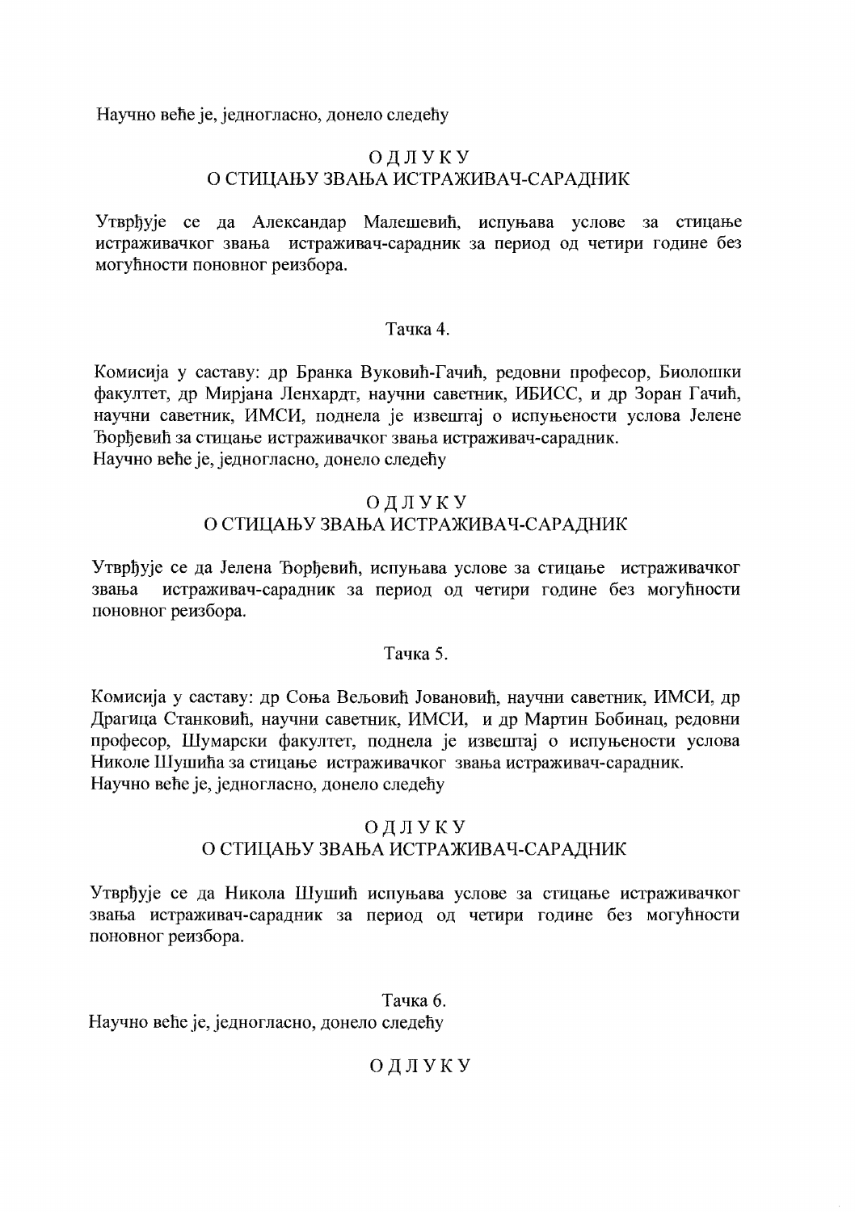Научно веће је, једногласно, донело следећу

### ОДЛУКУ
### О СТИЦАЊУ ЗВАЊА ИСТРАЖИВАЧ-САРАДНИК

Утврђује се да Александар Малешевић, испуњава услове за стицање истраживачког звања истраживач-сарадник за период од четири године без могућности поновног реизбора.

### Тачка 4.

Комисија у саставу: др Бранка Вуковић-Гачић, редовни професор, Биолошки факултет, др Мирјана Ленхардт, научни саветник, ИБИСС, и др Зоран Гачић, научни саветник, ИМСИ, поднела је извештај о испуњености услова Јелене Ђорђевић за стицање истраживачког звања истраживач-сарадник.
Научно веће је, једногласно, донело следећу

### ОДЛУКУ
### О СТИЦАЊУ ЗВАЊА ИСТРАЖИВАЧ-САРАДНИК

Утврђује се да Јелена Ђорђевић, испуњава услове за стицање истраживачког звања истраживач-сарадник за период од четири године без могућности поновног реизбора.

### Тачка 5.

Комисија у саставу: др Соња Вељовић Јовановић, научни саветник, ИМСИ, др Драгица Станковић, научни саветник, ИМСИ, и др Мартин Бобинац, редовни професор, Шумарски факултет, поднела је извештај о испуњености услова Николе Шушића за стицање истраживачког звања истраживач-сарадник.
Научно веће је, једногласно, донело следећу

### ОДЛУКУ
### О СТИЦАЊУ ЗВАЊА ИСТРАЖИВАЧ-САРАДНИК

Утврђује се да Никола Шушић испуњава услове за стицање истраживачког звања истраживач-сарадник за период од четири године без могућности поновног реизбора.

### Тачка 6.

Научно веће је, једногласно, донело следећу

### ОДЛУКУ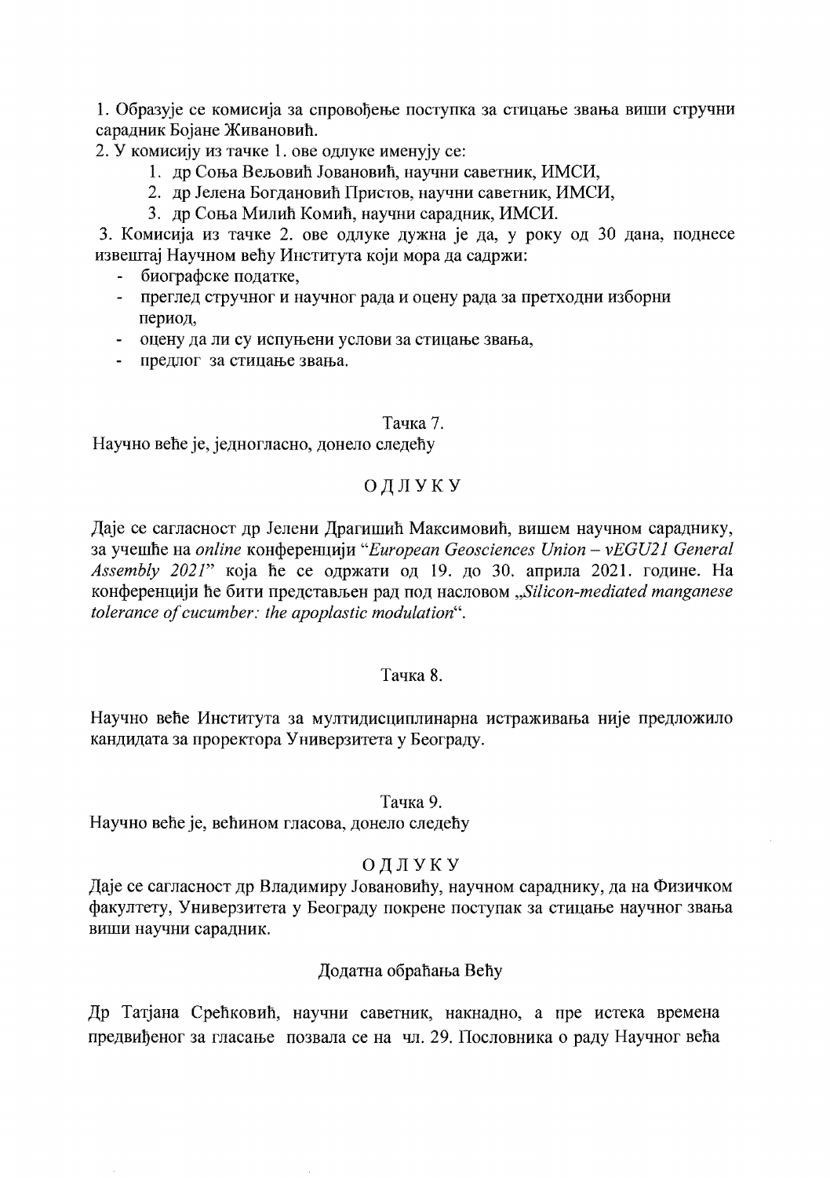1. Образује се комисија за спровођење поступка за стицање звања виши стручни сарадник Бојане Живановић.

2. У комисију из тачке 1. ове одлуке именују се:

   1. др Соња Вељовић Јовановић, научни саветник, ИМСИ,
   2. др Јелена Богдановић Пристов, научни саветник, ИМСИ,
   3. др Соња Милић Комић, научни сарадник, ИМСИ.

3. Комисија из тачке 2. ове одлуке дужна је да, у року од 30 дана, поднесе извештај Научном већу Института који мора да садржи:

- биографске податке,
- преглед стручног и научног рада и оцену рада за претходни изборни период,
- оцену да ли су испуњени услови за стицање звања,
- предлог за стицање звања.

Тачка 7.

Научно веће је, једногласно, донело следећу

ОДЛУКУ

Даје се сагласност др Јелени Драгишић Максимовић, вишем научном сараднику, за учешће на *online* конференцији "*European Geosciences Union – vEGU21 General Assembly 2021*" која ће се одржати од 19. до 30. априла 2021. године. На конференцији ће бити представљен рад под насловом „*Silicon-mediated manganese tolerance of cucumber: the apoplastic modulation*".

Тачка 8.

Научно веће Института за мултидисциплинарна истраживања није предложило кандидата за проректора Универзитета у Београду.

Тачка 9.

Научно веће је, већином гласова, донело следећу

ОДЛУКУ

Даје се сагласност др Владимиру Јовановићу, научном сараднику, да на Физичком факултету, Универзитета у Београду покрене поступак за стицање научног звања виши научни сарадник.

Додатна обраћања Већу

Др Татјана Срећковић, научни саветник, накнадно, а пре истека времена предвиђеног за гласање позвала се на чл. 29. Пословника о раду Научног већа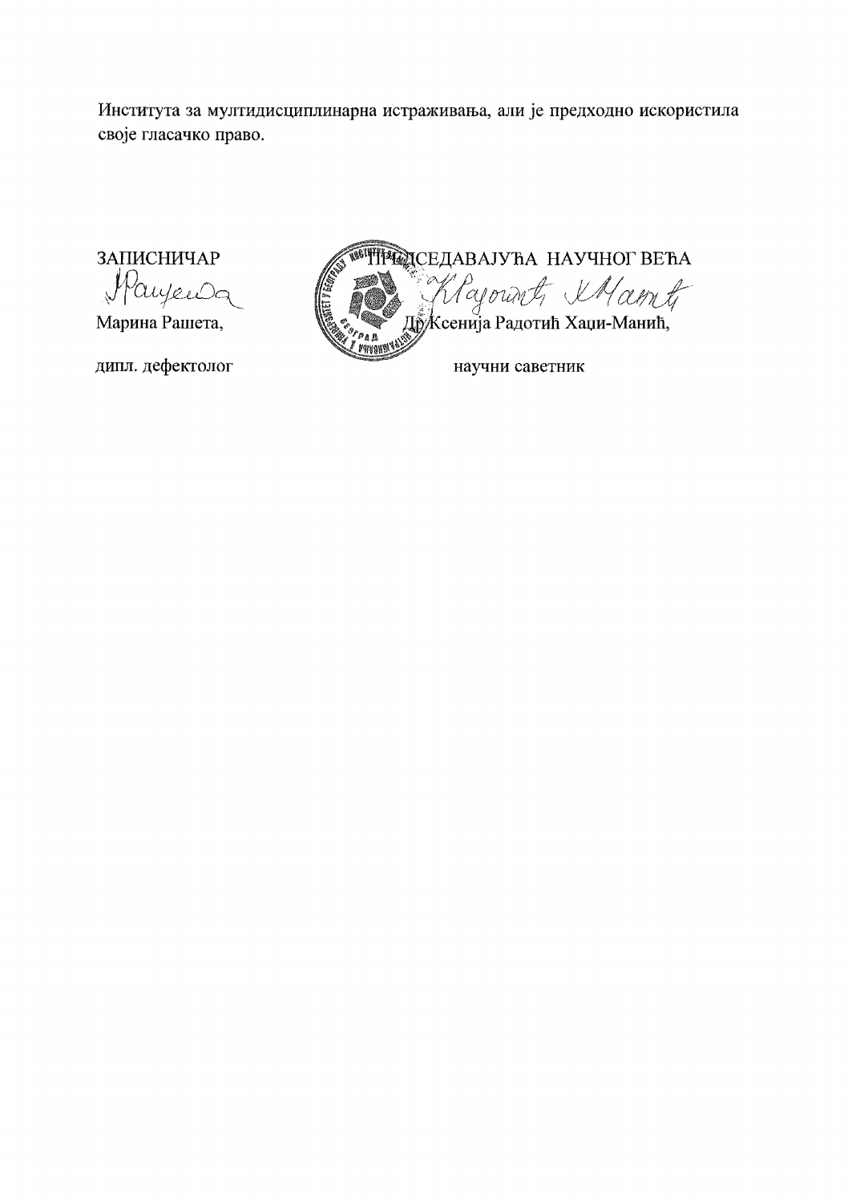Института за мултидисциплинарна истраживања, али је предходно искористила своје гласачко право.

ЗАПИСНИЧАР

Марина Рашета,

дипл. дефектолог

ПРЕДСЕДАВАЈУЋА НАУЧНОГ ВЕЋА

Др Ксенија Радотић Хаџи-Манић,

научни саветник